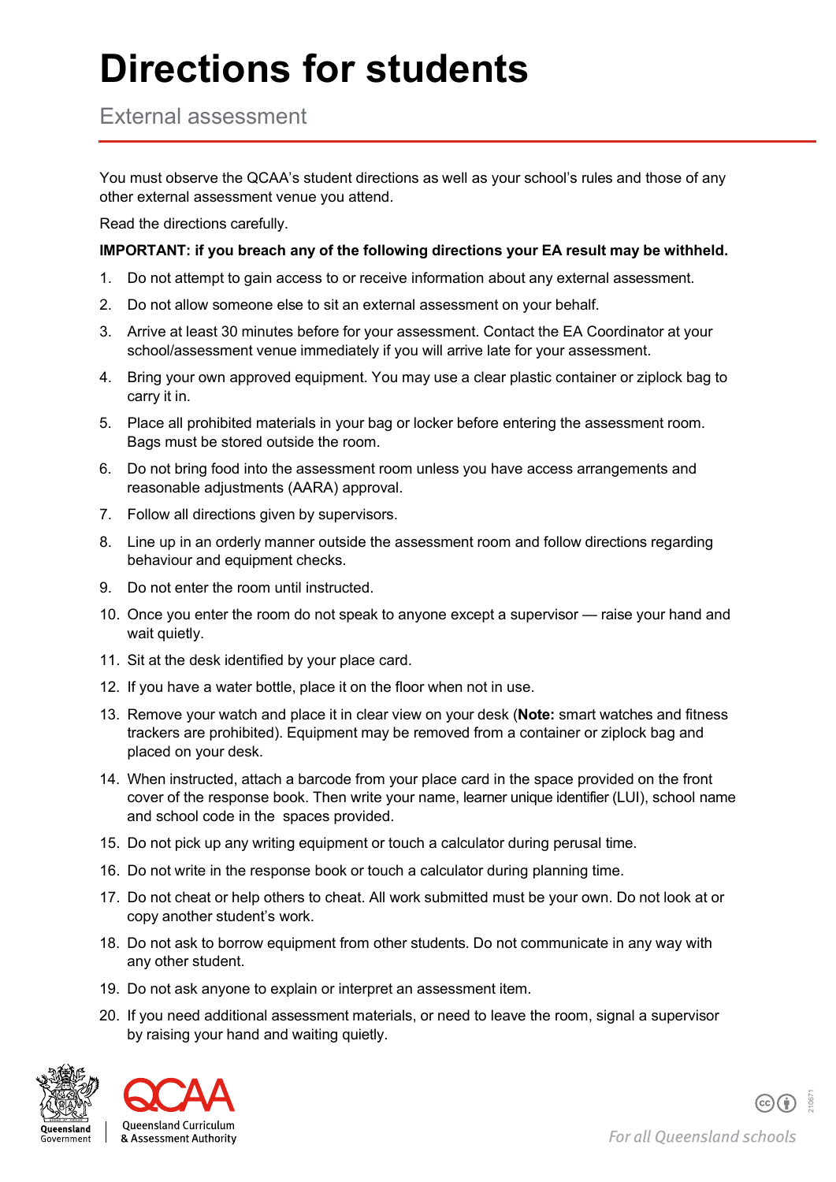# Directions for students

External assessment

You must observe the QCAA's student directions as well as your school's rules and those of any other external assessment venue you attend.

Read the directions carefully.

**IMPORTANT: if you breach any of the following directions your EA result may be withheld.**

1. Do not attempt to gain access to or receive information about any external assessment.
2. Do not allow someone else to sit an external assessment on your behalf.
3. Arrive at least 30 minutes before for your assessment. Contact the EA Coordinator at your school/assessment venue immediately if you will arrive late for your assessment.
4. Bring your own approved equipment. You may use a clear plastic container or ziplock bag to carry it in.
5. Place all prohibited materials in your bag or locker before entering the assessment room. Bags must be stored outside the room.
6. Do not bring food into the assessment room unless you have access arrangements and reasonable adjustments (AARA) approval.
7. Follow all directions given by supervisors.
8. Line up in an orderly manner outside the assessment room and follow directions regarding behaviour and equipment checks.
9. Do not enter the room until instructed.
10. Once you enter the room do not speak to anyone except a supervisor — raise your hand and wait quietly.
11. Sit at the desk identified by your place card.
12. If you have a water bottle, place it on the floor when not in use.
13. Remove your watch and place it in clear view on your desk (**Note:** smart watches and fitness trackers are prohibited). Equipment may be removed from a container or ziplock bag and placed on your desk.
14. When instructed, attach a barcode from your place card in the space provided on the front cover of the response book. Then write your name, learner unique identifier (LUI), school name and school code in the spaces provided.
15. Do not pick up any writing equipment or touch a calculator during perusal time.
16. Do not write in the response book or touch a calculator during planning time.
17. Do not cheat or help others to cheat. All work submitted must be your own. Do not look at or copy another student's work.
18. Do not ask to borrow equipment from other students. Do not communicate in any way with any other student.
19. Do not ask anyone to explain or interpret an assessment item.
20. If you need additional assessment materials, or need to leave the room, signal a supervisor by raising your hand and waiting quietly.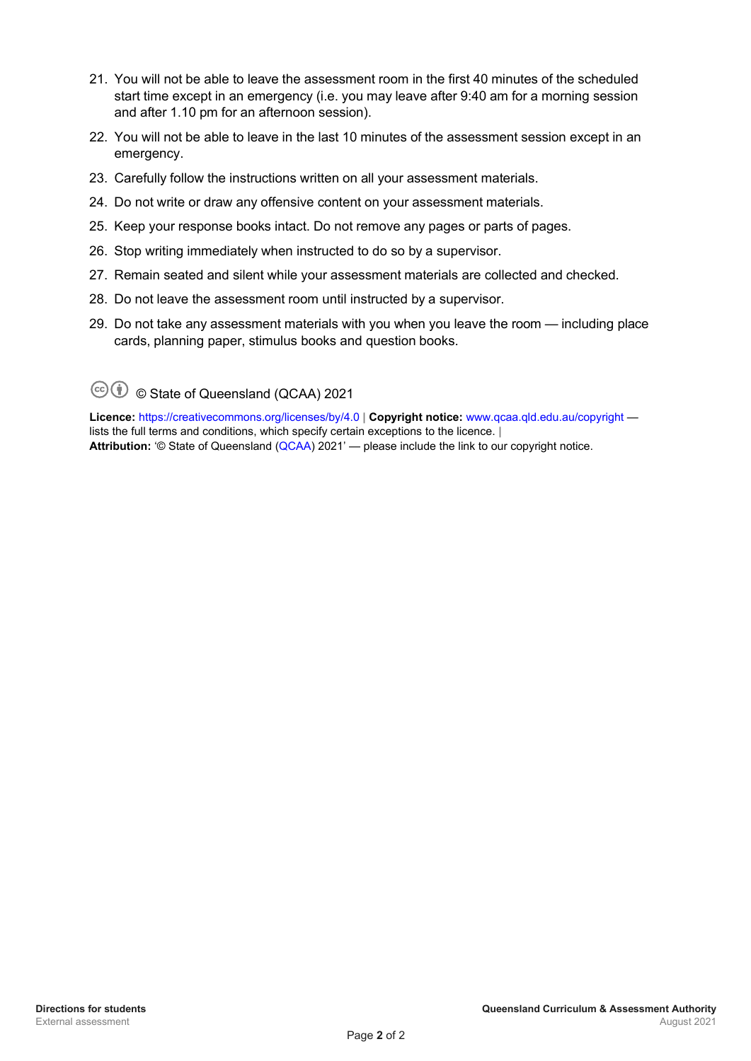21. You will not be able to leave the assessment room in the first 40 minutes of the scheduled start time except in an emergency (i.e. you may leave after 9:40 am for a morning session and after 1.10 pm for an afternoon session).
22. You will not be able to leave in the last 10 minutes of the assessment session except in an emergency.
23. Carefully follow the instructions written on all your assessment materials.
24. Do not write or draw any offensive content on your assessment materials.
25. Keep your response books intact. Do not remove any pages or parts of pages.
26. Stop writing immediately when instructed to do so by a supervisor.
27. Remain seated and silent while your assessment materials are collected and checked.
28. Do not leave the assessment room until instructed by a supervisor.
29. Do not take any assessment materials with you when you leave the room — including place cards, planning paper, stimulus books and question books.

© State of Queensland (QCAA) 2021

**Licence:** https://creativecommons.org/licenses/by/4.0 | **Copyright notice:** www.qcaa.qld.edu.au/copyright — lists the full terms and conditions, which specify certain exceptions to the licence. |
**Attribution:** '© State of Queensland (QCAA) 2021' — please include the link to our copyright notice.